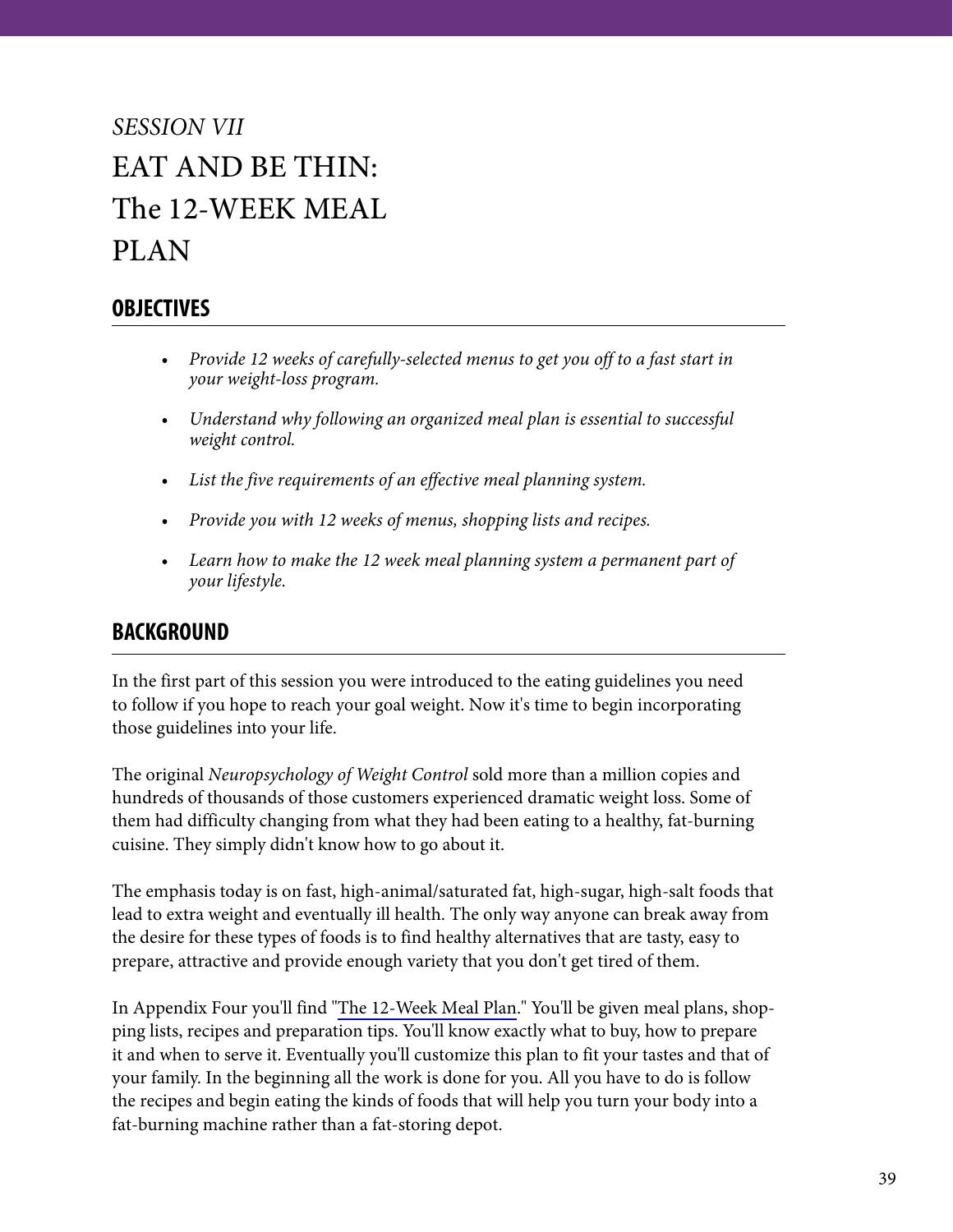*SESSION VII*

# EAT AND BE THIN: The 12-WEEK MEAL PLAN

## OBJECTIVES

- *Provide 12 weeks of carefully-selected menus to get you off to a fast start in your weight-loss program.*
- *Understand why following an organized meal plan is essential to successful weight control.*
- *List the five requirements of an effective meal planning system.*
- *Provide you with 12 weeks of menus, shopping lists and recipes.*
- *Learn how to make the 12 week meal planning system a permanent part of your lifestyle.*

## BACKGROUND

In the first part of this session you were introduced to the eating guidelines you need to follow if you hope to reach your goal weight. Now it's time to begin incorporating those guidelines into your life.

The original *Neuropsychology of Weight Control* sold more than a million copies and hundreds of thousands of those customers experienced dramatic weight loss. Some of them had difficulty changing from what they had been eating to a healthy, fat-burning cuisine. They simply didn't know how to go about it.

The emphasis today is on fast, high-animal/saturated fat, high-sugar, high-salt foods that lead to extra weight and eventually ill health. The only way anyone can break away from the desire for these types of foods is to find healthy alternatives that are tasty, easy to prepare, attractive and provide enough variety that you don't get tired of them.

In Appendix Four you'll find "The 12-Week Meal Plan." You'll be given meal plans, shopping lists, recipes and preparation tips. You'll know exactly what to buy, how to prepare it and when to serve it. Eventually you'll customize this plan to fit your tastes and that of your family. In the beginning all the work is done for you. All you have to do is follow the recipes and begin eating the kinds of foods that will help you turn your body into a fat-burning machine rather than a fat-storing depot.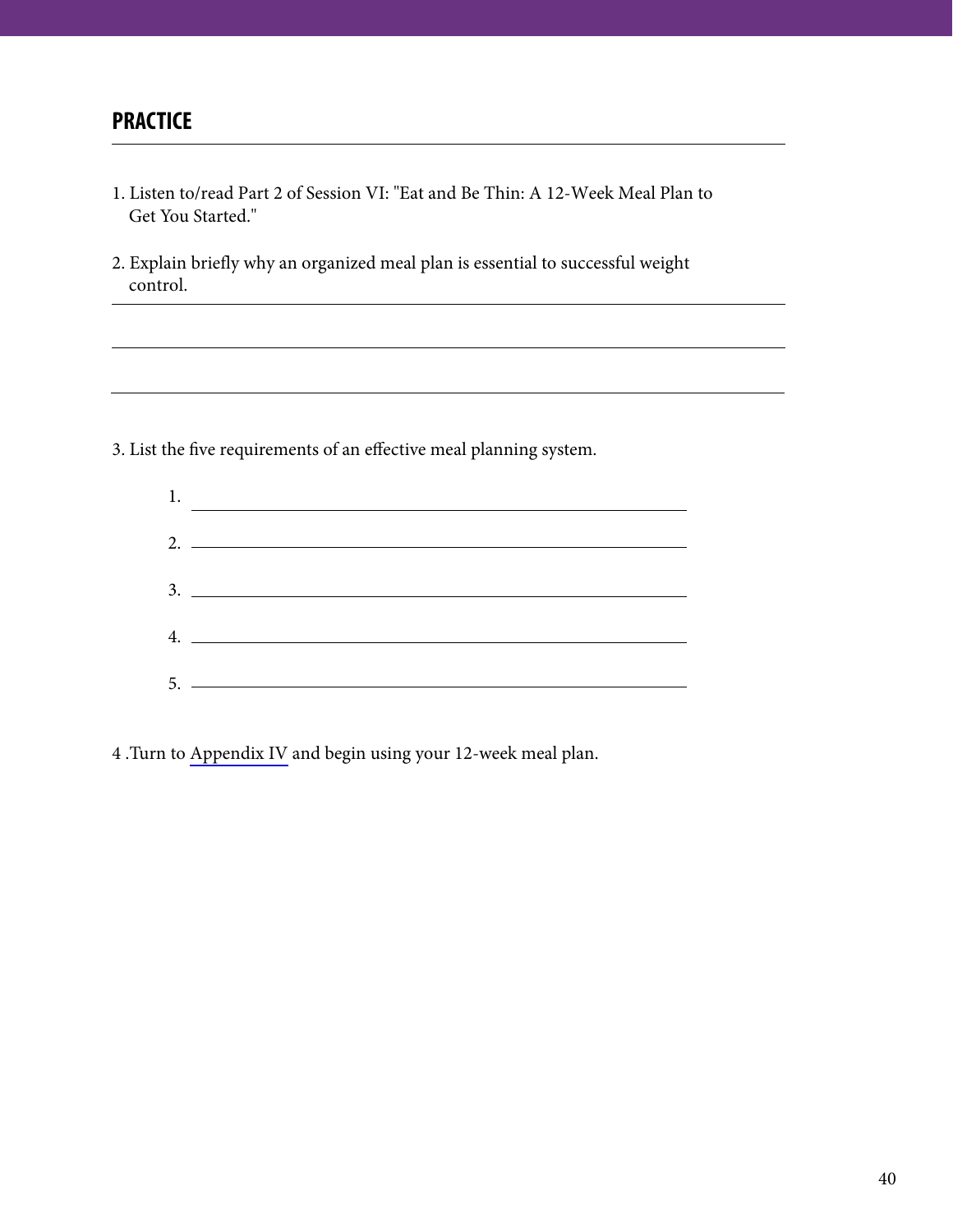## PRACTICE

1. Listen to/read Part 2 of Session VI: "Eat and Be Thin: A 12-Week Meal Plan to Get You Started."

2. Explain briefly why an organized meal plan is essential to successful weight control.

3. List the five requirements of an effective meal planning system.

    1. 
    2. 
    3. 
    4. 
    5. 

4 .Turn to Appendix IV and begin using your 12-week meal plan.